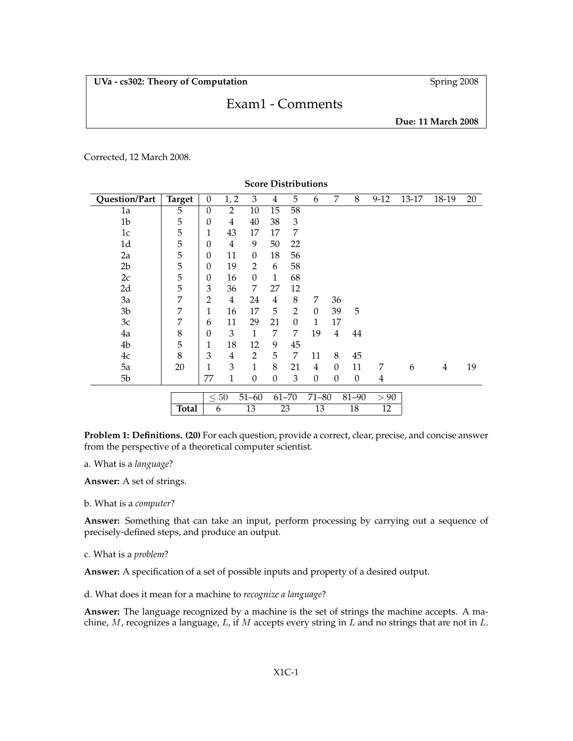**UVa - cs302: Theory of Computation** Spring 2008

# Exam1 - Comments

**Due: 11 March 2008**

Corrected, 12 March 2008.

**Score Distributions**

| Question/Part | Target | 0 | 1, 2 | 3 | 4 | 5 | 6 | 7 | 8 | 9-12 | 13-17 | 18-19 | 20 |
|---|---|---|---|---|---|---|---|---|---|---|---|---|---|
| 1a | 5 | 0 | 2 | 10 | 15 | 58 | | | | | | | |
| 1b | 5 | 0 | 4 | 40 | 38 | 3 | | | | | | | |
| 1c | 5 | 1 | 43 | 17 | 17 | 7 | | | | | | | |
| 1d | 5 | 0 | 4 | 9 | 50 | 22 | | | | | | | |
| 2a | 5 | 0 | 11 | 0 | 18 | 56 | | | | | | | |
| 2b | 5 | 0 | 19 | 2 | 6 | 58 | | | | | | | |
| 2c | 5 | 0 | 16 | 0 | 1 | 68 | | | | | | | |
| 2d | 5 | 3 | 36 | 7 | 27 | 12 | | | | | | | |
| 3a | 7 | 2 | 4 | 24 | 4 | 8 | 7 | 36 | | | | | |
| 3b | 7 | 1 | 16 | 17 | 5 | 2 | 0 | 39 | 5 | | | | |
| 3c | 7 | 6 | 11 | 29 | 21 | 0 | 1 | 17 | | | | | |
| 4a | 8 | 0 | 3 | 1 | 7 | 7 | 19 | 4 | 44 | | | | |
| 4b | 5 | 1 | 18 | 12 | 9 | 45 | | | | | | | |
| 4c | 8 | 3 | 4 | 2 | 5 | 7 | 11 | 8 | 45 | | | | |
| 5a | 20 | 1 | 3 | 1 | 8 | 21 | 4 | 0 | 11 | 7 | 6 | 4 | 19 |
| 5b | | 77 | 1 | 0 | 0 | 3 | 0 | 0 | 0 | 4 | | | |

| | $\leq 50$ | 51–60 | 61–70 | 71–80 | 81–90 | $> 90$ |
|---|---|---|---|---|---|---|
| **Total** | 6 | 13 | 23 | 13 | 18 | 12 |

**Problem 1: Definitions. (20)** For each question, provide a correct, clear, precise, and concise answer from the perspective of a theoretical computer scientist.

a. What is a *language*?

**Answer:** A set of strings.

b. What is a *computer*?

**Answer:** Something that can take an input, perform processing by carrying out a sequence of precisely-defined steps, and produce an output.

c. What is a *problem*?

**Answer:** A specification of a set of possible inputs and property of a desired output.

d. What does it mean for a machine to *recognize a language*?

**Answer:** The language recognized by a machine is the set of strings the machine accepts. A machine, $M$, recognizes a language, $L$, if $M$ accepts every string in $L$ and no strings that are not in $L$.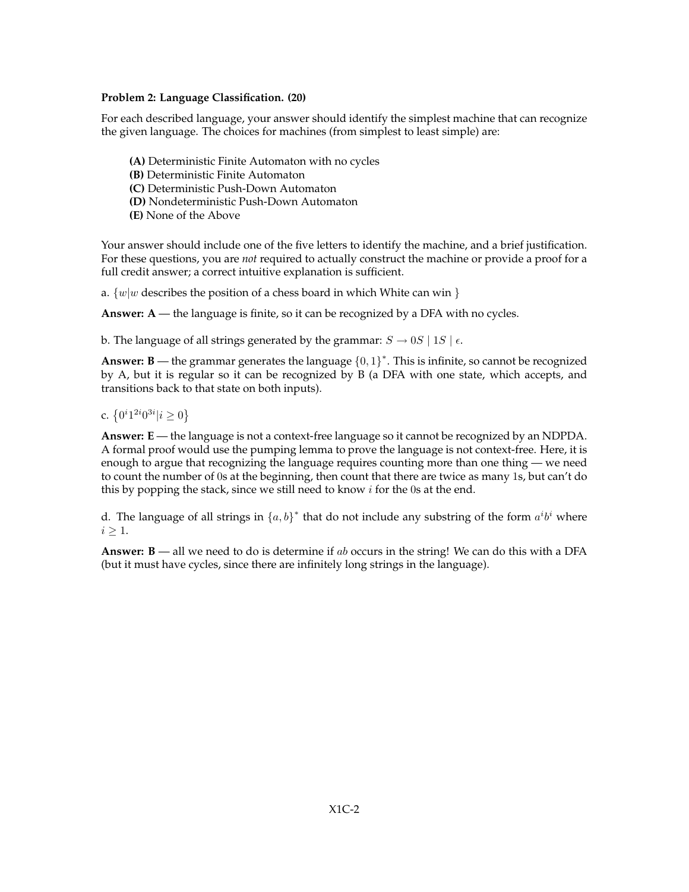**Problem 2: Language Classification. (20)**

For each described language, your answer should identify the simplest machine that can recognize the given language. The choices for machines (from simplest to least simple) are:

> **(A)** Deterministic Finite Automaton with no cycles
> **(B)** Deterministic Finite Automaton
> **(C)** Deterministic Push-Down Automaton
> **(D)** Nondeterministic Push-Down Automaton
> **(E)** None of the Above

Your answer should include one of the five letters to identify the machine, and a brief justification. For these questions, you are *not* required to actually construct the machine or provide a proof for a full credit answer; a correct intuitive explanation is sufficient.

a. $\{w | w$ describes the position of a chess board in which White can win $\}$

**Answer: A** — the language is finite, so it can be recognized by a DFA with no cycles.

b. The language of all strings generated by the grammar: $S \rightarrow 0S \mid 1S \mid \epsilon$.

**Answer: B** — the grammar generates the language $\{0, 1\}^*$. This is infinite, so cannot be recognized by A, but it is regular so it can be recognized by B (a DFA with one state, which accepts, and transitions back to that state on both inputs).

c. $\left\{0^i 1^{2i} 0^{3i} | i \geq 0\right\}$

**Answer: E** — the language is not a context-free language so it cannot be recognized by an NDPDA. A formal proof would use the pumping lemma to prove the language is not context-free. Here, it is enough to argue that recognizing the language requires counting more than one thing — we need to count the number of 0s at the beginning, then count that there are twice as many 1s, but can't do this by popping the stack, since we still need to know $i$ for the 0s at the end.

d. The language of all strings in $\{a, b\}^*$ that do not include any substring of the form $a^i b^i$ where $i \geq 1$.

**Answer: B** — all we need to do is determine if $ab$ occurs in the string! We can do this with a DFA (but it must have cycles, since there are infinitely long strings in the language).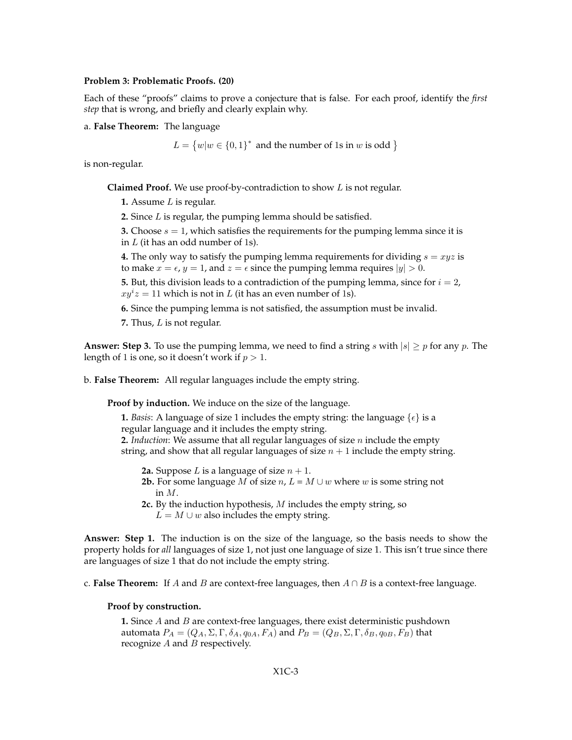**Problem 3: Problematic Proofs. (20)**

Each of these "proofs" claims to prove a conjecture that is false. For each proof, identify the *first step* that is wrong, and briefly and clearly explain why.

a. **False Theorem:** The language

$$L = \{w | w \in \{0,1\}^* \text{ and the number of 1s in } w \text{ is odd } \}$$

is non-regular.

> **Claimed Proof.** We use proof-by-contradiction to show $L$ is not regular.
>
> **1.** Assume $L$ is regular.
>
> **2.** Since $L$ is regular, the pumping lemma should be satisfied.
>
> **3.** Choose $s = 1$, which satisfies the requirements for the pumping lemma since it is in $L$ (it has an odd number of 1s).
>
> **4.** The only way to satisfy the pumping lemma requirements for dividing $s = xyz$ is to make $x = \epsilon$, $y = 1$, and $z = \epsilon$ since the pumping lemma requires $|y| > 0$.
>
> **5.** But, this division leads to a contradiction of the pumping lemma, since for $i = 2$, $xy^iz = 11$ which is not in $L$ (it has an even number of 1s).
>
> **6.** Since the pumping lemma is not satisfied, the assumption must be invalid.
>
> **7.** Thus, $L$ is not regular.

**Answer: Step 3.** To use the pumping lemma, we need to find a string $s$ with $|s| \geq p$ for any $p$. The length of 1 is one, so it doesn't work if $p > 1$.

b. **False Theorem:** All regular languages include the empty string.

> **Proof by induction.** We induce on the size of the language.
>
> **1.** *Basis*: A language of size 1 includes the empty string: the language $\{\epsilon\}$ is a regular language and it includes the empty string.
>
> **2.** *Induction*: We assume that all regular languages of size $n$ include the empty string, and show that all regular languages of size $n+1$ include the empty string.
>
> - **2a.** Suppose $L$ is a language of size $n+1$.
> - **2b.** For some language $M$ of size $n$, $L = M \cup w$ where $w$ is some string not in $M$.
> - **2c.** By the induction hypothesis, $M$ includes the empty string, so $L = M \cup w$ also includes the empty string.

**Answer: Step 1.** The induction is on the size of the language, so the basis needs to show the property holds for *all* languages of size 1, not just one language of size 1. This isn't true since there are languages of size 1 that do not include the empty string.

c. **False Theorem:** If $A$ and $B$ are context-free languages, then $A \cap B$ is a context-free language.

> **Proof by construction.**
>
> **1.** Since $A$ and $B$ are context-free languages, there exist deterministic pushdown automata $P_A = (Q_A, \Sigma, \Gamma, \delta_A, q_{0A}, F_A)$ and $P_B = (Q_B, \Sigma, \Gamma, \delta_B, q_{0B}, F_B)$ that recognize $A$ and $B$ respectively.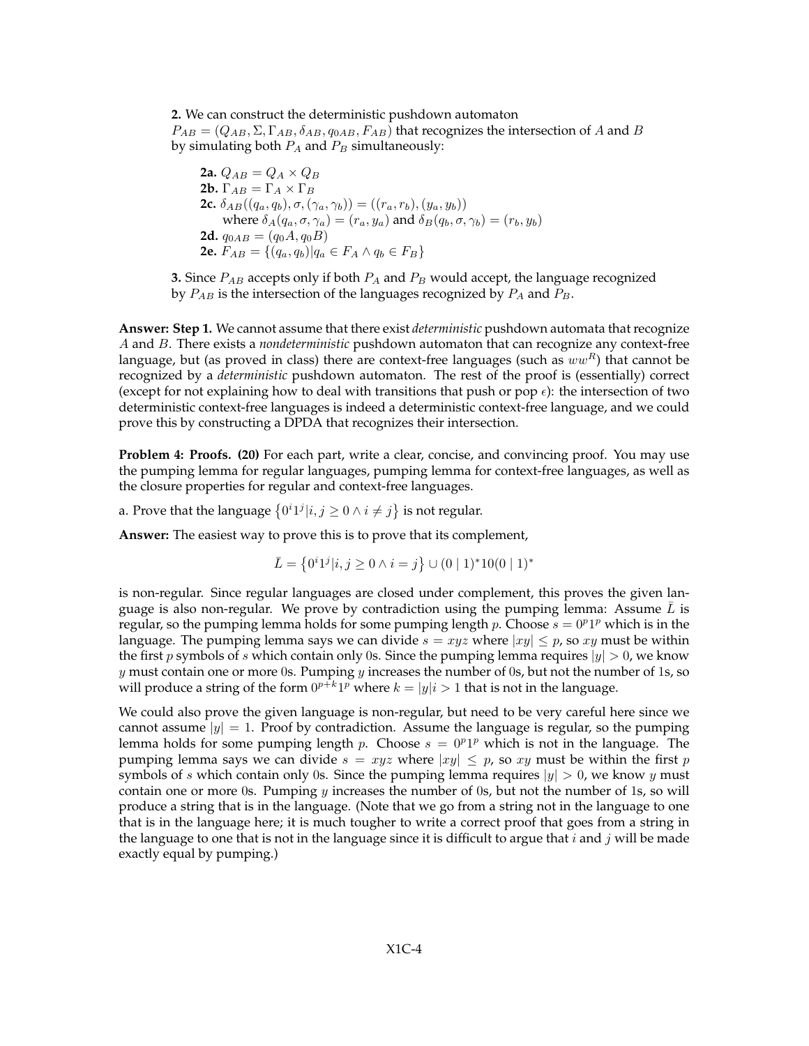**2.** We can construct the deterministic pushdown automaton $P_{AB} = (Q_{AB}, \Sigma, \Gamma_{AB}, \delta_{AB}, q_{0AB}, F_{AB})$ that recognizes the intersection of $A$ and $B$ by simulating both $P_A$ and $P_B$ simultaneously:

> **2a.** $Q_{AB} = Q_A \times Q_B$
> **2b.** $\Gamma_{AB} = \Gamma_A \times \Gamma_B$
> **2c.** $\delta_{AB}((q_a, q_b), \sigma, (\gamma_a, \gamma_b)) = ((r_a, r_b), (y_a, y_b))$
> where $\delta_A(q_a, \sigma, \gamma_a) = (r_a, y_a)$ and $\delta_B(q_b, \sigma, \gamma_b) = (r_b, y_b)$
> **2d.** $q_{0AB} = (q_0A, q_0B)$
> **2e.** $F_{AB} = \{(q_a, q_b) | q_a \in F_A \wedge q_b \in F_B\}$

**3.** Since $P_{AB}$ accepts only if both $P_A$ and $P_B$ would accept, the language recognized by $P_{AB}$ is the intersection of the languages recognized by $P_A$ and $P_B$.

**Answer: Step 1.** We cannot assume that there exist *deterministic* pushdown automata that recognize $A$ and $B$. There exists a *nondeterministic* pushdown automaton that can recognize any context-free language, but (as proved in class) there are context-free languages (such as $ww^R$) that cannot be recognized by a *deterministic* pushdown automaton. The rest of the proof is (essentially) correct (except for not explaining how to deal with transitions that push or pop $\epsilon$): the intersection of two deterministic context-free languages is indeed a deterministic context-free language, and we could prove this by constructing a DPDA that recognizes their intersection.

**Problem 4: Proofs. (20)** For each part, write a clear, concise, and convincing proof. You may use the pumping lemma for regular languages, pumping lemma for context-free languages, as well as the closure properties for regular and context-free languages.

a. Prove that the language $\{0^i 1^j | i, j \geq 0 \wedge i \neq j\}$ is not regular.

**Answer:** The easiest way to prove this is to prove that its complement,

$$\bar{L} = \{0^i 1^j | i, j \geq 0 \wedge i = j\} \cup (0 \mid 1)^* 10 (0 \mid 1)^*$$

is non-regular. Since regular languages are closed under complement, this proves the given language is also non-regular. We prove by contradiction using the pumping lemma: Assume $\bar{L}$ is regular, so the pumping lemma holds for some pumping length $p$. Choose $s = 0^p 1^p$ which is in the language. The pumping lemma says we can divide $s = xyz$ where $|xy| \leq p$, so $xy$ must be within the first $p$ symbols of $s$ which contain only 0s. Since the pumping lemma requires $|y| > 0$, we know $y$ must contain one or more 0s. Pumping $y$ increases the number of 0s, but not the number of 1s, so will produce a string of the form $0^{p+k} 1^p$ where $k = |y|i > 1$ that is not in the language.

We could also prove the given language is non-regular, but need to be very careful here since we cannot assume $|y| = 1$. Proof by contradiction. Assume the language is regular, so the pumping lemma holds for some pumping length $p$. Choose $s = 0^p 1^p$ which is not in the language. The pumping lemma says we can divide $s = xyz$ where $|xy| \leq p$, so $xy$ must be within the first $p$ symbols of $s$ which contain only 0s. Since the pumping lemma requires $|y| > 0$, we know $y$ must contain one or more 0s. Pumping $y$ increases the number of 0s, but not the number of 1s, so will produce a string that is in the language. (Note that we go from a string not in the language to one that is in the language here; it is much tougher to write a correct proof that goes from a string in the language to one that is not in the language since it is difficult to argue that $i$ and $j$ will be made exactly equal by pumping.)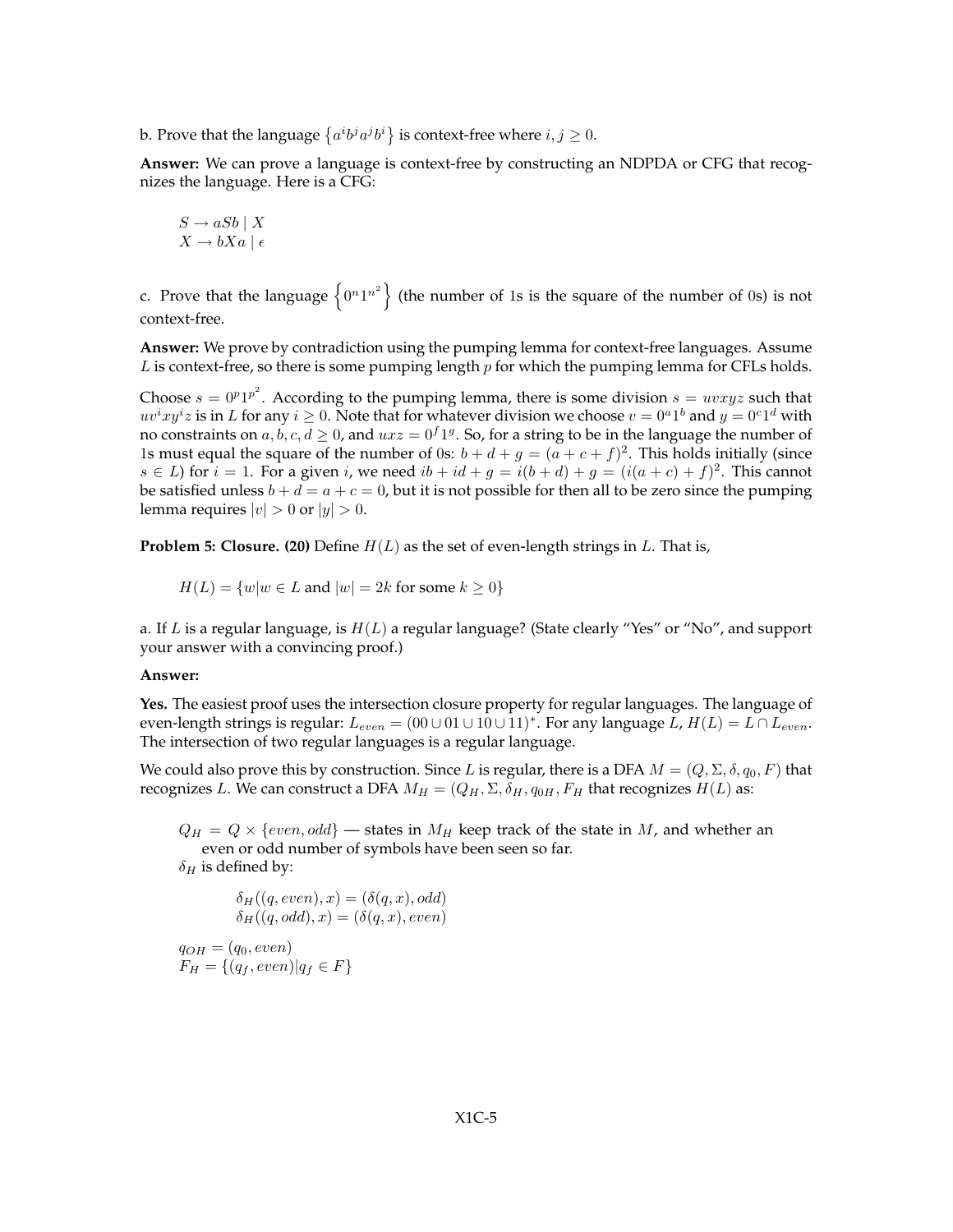b. Prove that the language $\{a^i b^j a^j b^i\}$ is context-free where $i, j \geq 0$.

**Answer:** We can prove a language is context-free by constructing an NDPDA or CFG that recognizes the language. Here is a CFG:

> $S \rightarrow aSb \mid X$
> $X \rightarrow bXa \mid \epsilon$

c. Prove that the language $\left\{0^n 1^{n^2}\right\}$ (the number of 1s is the square of the number of 0s) is not context-free.

**Answer:** We prove by contradiction using the pumping lemma for context-free languages. Assume $L$ is context-free, so there is some pumping length $p$ for which the pumping lemma for CFLs holds.

Choose $s = 0^p 1^{p^2}$. According to the pumping lemma, there is some division $s = uvxyz$ such that $uv^ixy^iz$ is in $L$ for any $i \geq 0$. Note that for whatever division we choose $v = 0^a 1^b$ and $y = 0^c 1^d$ with no constraints on $a, b, c, d \geq 0$, and $uxz = 0^f 1^g$. So, for a string to be in the language the number of 1s must equal the square of the number of 0s: $b + d + g = (a + c + f)^2$. This holds initially (since $s \in L$) for $i = 1$. For a given $i$, we need $ib + id + g = i(b + d) + g = (i(a + c) + f)^2$. This cannot be satisfied unless $b + d = a + c = 0$, but it is not possible for then all to be zero since the pumping lemma requires $|v| > 0$ or $|y| > 0$.

**Problem 5: Closure. (20)** Define $H(L)$ as the set of even-length strings in $L$. That is,

> $H(L) = \{w | w \in L \text{ and } |w| = 2k \text{ for some } k \geq 0\}$

a. If $L$ is a regular language, is $H(L)$ a regular language? (State clearly "Yes" or "No", and support your answer with a convincing proof.)

**Answer:**

**Yes.** The easiest proof uses the intersection closure property for regular languages. The language of even-length strings is regular: $L_{even} = (00 \cup 01 \cup 10 \cup 11)^*$. For any language $L$, $H(L) = L \cap L_{even}$. The intersection of two regular languages is a regular language.

We could also prove this by construction. Since $L$ is regular, there is a DFA $M = (Q, \Sigma, \delta, q_0, F)$ that recognizes $L$. We can construct a DFA $M_H = (Q_H, \Sigma, \delta_H, q_{0H}, F_H$ that recognizes $H(L)$ as:

> $Q_H = Q \times \{even, odd\}$ — states in $M_H$ keep track of the state in $M$, and whether an even or odd number of symbols have been seen so far.
>
> $\delta_H$ is defined by:
>
> > $\delta_H((q, even), x) = (\delta(q, x), odd)$
> > $\delta_H((q, odd), x) = (\delta(q, x), even)$
>
> $q_{OH} = (q_0, even)$
> $F_H = \{(q_f, even) | q_f \in F\}$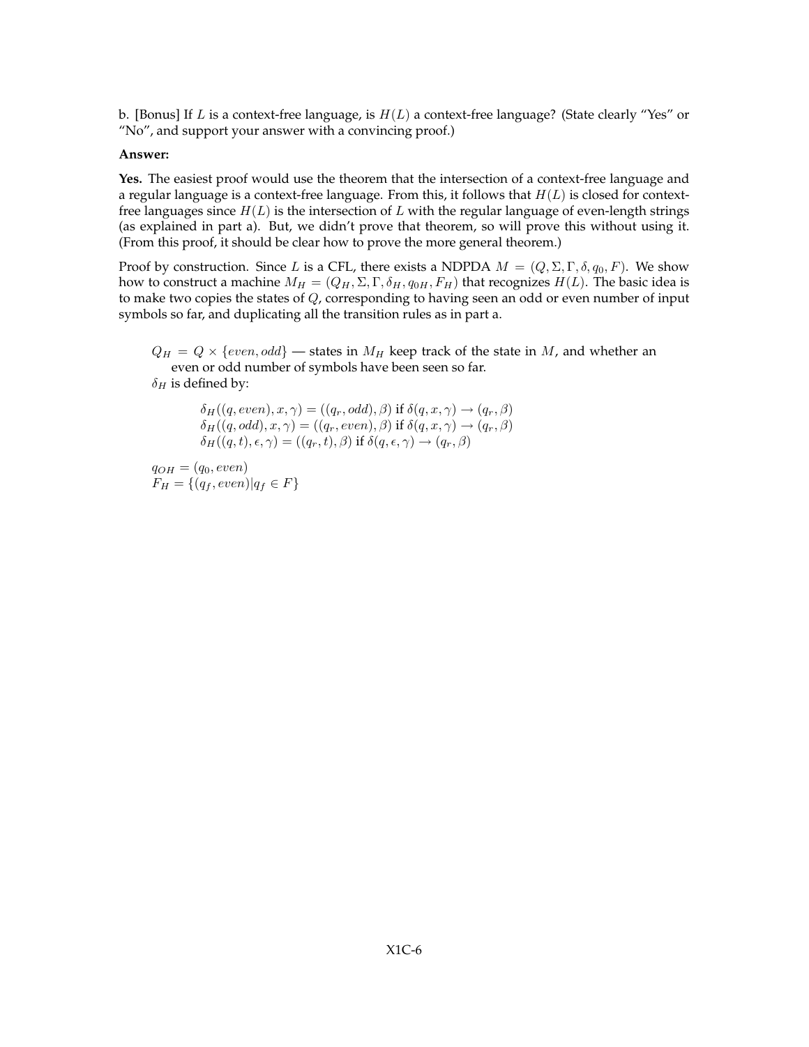b. [Bonus] If $L$ is a context-free language, is $H(L)$ a context-free language? (State clearly "Yes" or "No", and support your answer with a convincing proof.)

**Answer:**

**Yes.** The easiest proof would use the theorem that the intersection of a context-free language and a regular language is a context-free language. From this, it follows that $H(L)$ is closed for context-free languages since $H(L)$ is the intersection of $L$ with the regular language of even-length strings (as explained in part a). But, we didn't prove that theorem, so will prove this without using it. (From this proof, it should be clear how to prove the more general theorem.)

Proof by construction. Since $L$ is a CFL, there exists a NDPDA $M = (Q, \Sigma, \Gamma, \delta, q_0, F)$. We show how to construct a machine $M_H = (Q_H, \Sigma, \Gamma, \delta_H, q_{0H}, F_H)$ that recognizes $H(L)$. The basic idea is to make two copies the states of $Q$, corresponding to having seen an odd or even number of input symbols so far, and duplicating all the transition rules as in part a.

$Q_H = Q \times \{even, odd\}$ — states in $M_H$ keep track of the state in $M$, and whether an even or odd number of symbols have been seen so far.

$\delta_H$ is defined by:

$$\delta_H((q, even), x, \gamma) = ((q_r, odd), \beta) \text{ if } \delta(q, x, \gamma) \rightarrow (q_r, \beta)$$
$$\delta_H((q, odd), x, \gamma) = ((q_r, even), \beta) \text{ if } \delta(q, x, \gamma) \rightarrow (q_r, \beta)$$
$$\delta_H((q, t), \epsilon, \gamma) = ((q_r, t), \beta) \text{ if } \delta(q, \epsilon, \gamma) \rightarrow (q_r, \beta)$$

$q_{OH} = (q_0, even)$

$F_H = \{(q_f, even) | q_f \in F\}$